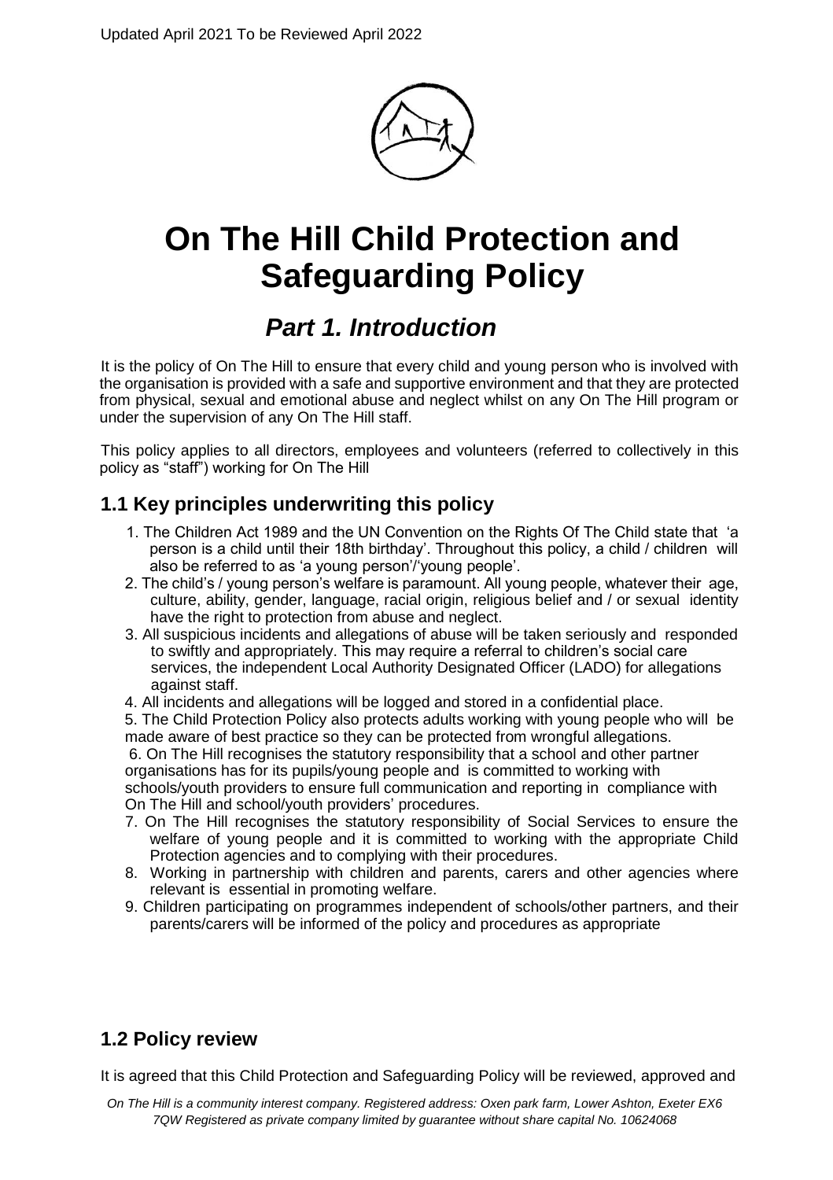# On The Hill Child Protection and Safeguarding Policy

## *Part 1. Introduction*

It is the policy of On The Hill to ensure that every child and young person who is involved with the organisation is provided with a safe and supportive environment and that they are protected from physical, sexual and emotional abuse and neglect whilst on any On The Hill program or under the supervision of any On The Hill staff.

This policy applies to all directors, employees and volunteers (referred to collectively in this policy as "staff") working for On The Hill

### 1.1 Key principles underwriting this policy

1. The Children Act 1989 and the UN Convention on the Rights Of The Child state that 'a person is a child until their 18th birthday'. Throughout this policy, a child / children will also be referred to as 'a young person'/'young people'.
2. The child's / young person's welfare is paramount. All young people, whatever their age, culture, ability, gender, language, racial origin, religious belief and / or sexual identity have the right to protection from abuse and neglect.
3. All suspicious incidents and allegations of abuse will be taken seriously and responded to swiftly and appropriately. This may require a referral to children's social care services, the independent Local Authority Designated Officer (LADO) for allegations against staff.
4. All incidents and allegations will be logged and stored in a confidential place.
5. The Child Protection Policy also protects adults working with young people who will be made aware of best practice so they can be protected from wrongful allegations.
6. On The Hill recognises the statutory responsibility that a school and other partner organisations has for its pupils/young people and is committed to working with schools/youth providers to ensure full communication and reporting in compliance with On The Hill and school/youth providers' procedures.
7. On The Hill recognises the statutory responsibility of Social Services to ensure the welfare of young people and it is committed to working with the appropriate Child Protection agencies and to complying with their procedures.
8. Working in partnership with children and parents, carers and other agencies where relevant is essential in promoting welfare.
9. Children participating on programmes independent of schools/other partners, and their parents/carers will be informed of the policy and procedures as appropriate

### 1.2 Policy review

It is agreed that this Child Protection and Safeguarding Policy will be reviewed, approved and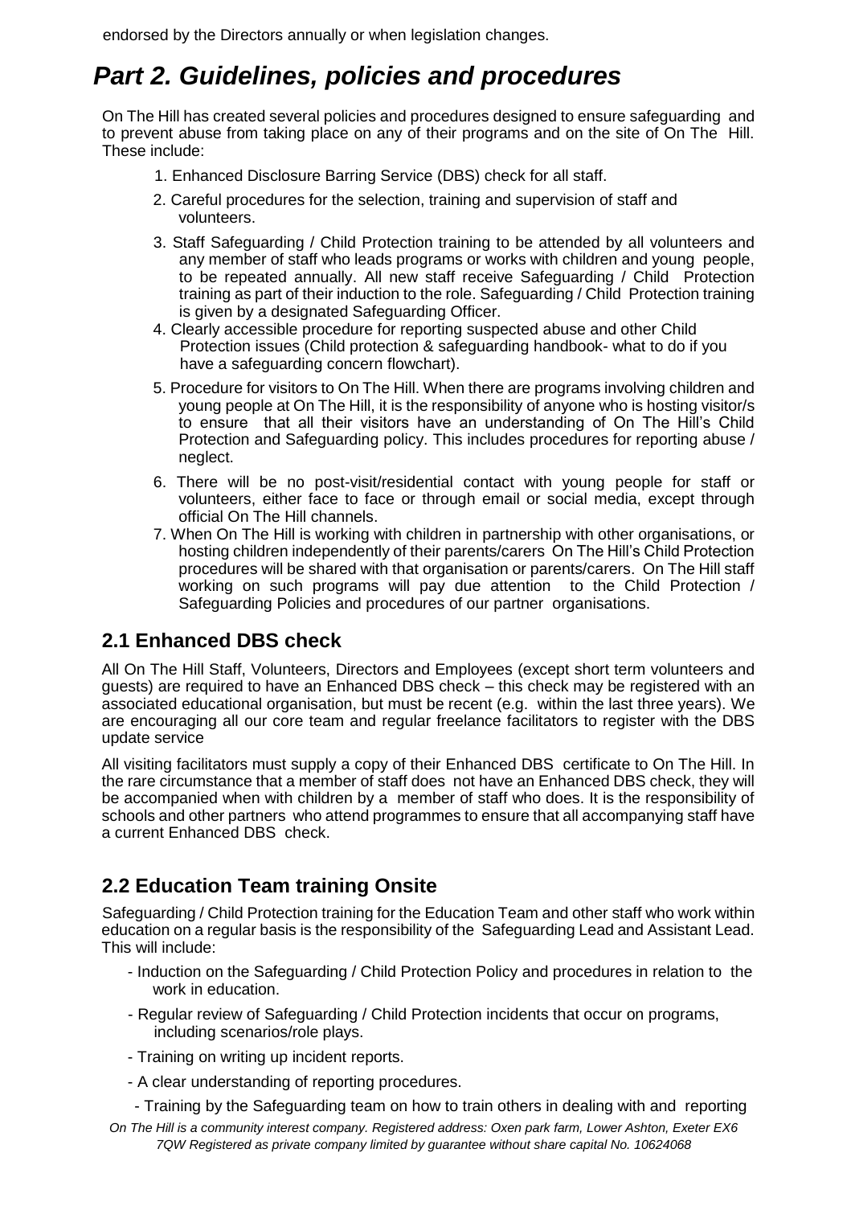endorsed by the Directors annually or when legislation changes.

# *Part 2. Guidelines, policies and procedures*

On The Hill has created several policies and procedures designed to ensure safeguarding and to prevent abuse from taking place on any of their programs and on the site of On The Hill. These include:

1. Enhanced Disclosure Barring Service (DBS) check for all staff.
2. Careful procedures for the selection, training and supervision of staff and volunteers.
3. Staff Safeguarding / Child Protection training to be attended by all volunteers and any member of staff who leads programs or works with children and young people, to be repeated annually. All new staff receive Safeguarding / Child Protection training as part of their induction to the role. Safeguarding / Child Protection training is given by a designated Safeguarding Officer.
4. Clearly accessible procedure for reporting suspected abuse and other Child Protection issues (Child protection & safeguarding handbook- what to do if you have a safeguarding concern flowchart).
5. Procedure for visitors to On The Hill. When there are programs involving children and young people at On The Hill, it is the responsibility of anyone who is hosting visitor/s to ensure that all their visitors have an understanding of On The Hill's Child Protection and Safeguarding policy. This includes procedures for reporting abuse / neglect.
6. There will be no post-visit/residential contact with young people for staff or volunteers, either face to face or through email or social media, except through official On The Hill channels.
7. When On The Hill is working with children in partnership with other organisations, or hosting children independently of their parents/carers On The Hill's Child Protection procedures will be shared with that organisation or parents/carers. On The Hill staff working on such programs will pay due attention to the Child Protection / Safeguarding Policies and procedures of our partner organisations.

## 2.1 Enhanced DBS check

All On The Hill Staff, Volunteers, Directors and Employees (except short term volunteers and guests) are required to have an Enhanced DBS check – this check may be registered with an associated educational organisation, but must be recent (e.g. within the last three years). We are encouraging all our core team and regular freelance facilitators to register with the DBS update service

All visiting facilitators must supply a copy of their Enhanced DBS certificate to On The Hill. In the rare circumstance that a member of staff does not have an Enhanced DBS check, they will be accompanied when with children by a member of staff who does. It is the responsibility of schools and other partners who attend programmes to ensure that all accompanying staff have a current Enhanced DBS check.

## 2.2 Education Team training Onsite

Safeguarding / Child Protection training for the Education Team and other staff who work within education on a regular basis is the responsibility of the Safeguarding Lead and Assistant Lead. This will include:

- Induction on the Safeguarding / Child Protection Policy and procedures in relation to the work in education.
- Regular review of Safeguarding / Child Protection incidents that occur on programs, including scenarios/role plays.
- Training on writing up incident reports.
- A clear understanding of reporting procedures.
- Training by the Safeguarding team on how to train others in dealing with and reporting

*On The Hill is a community interest company. Registered address: Oxen park farm, Lower Ashton, Exeter EX6 7QW Registered as private company limited by guarantee without share capital No. 10624068*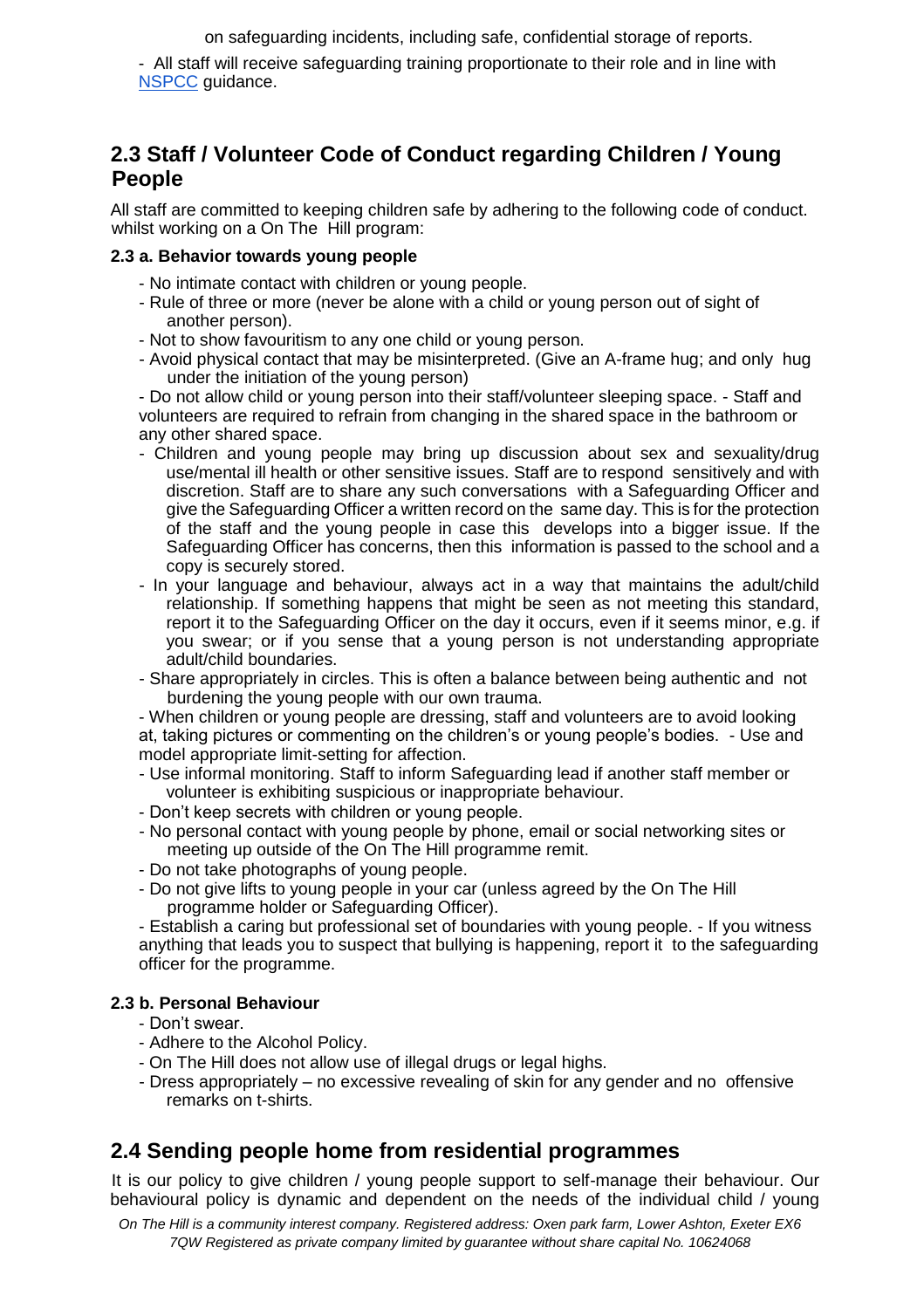on safeguarding incidents, including safe, confidential storage of reports.

- All staff will receive safeguarding training proportionate to their role and in line with NSPCC guidance.

## 2.3 Staff / Volunteer Code of Conduct regarding Children / Young People

All staff are committed to keeping children safe by adhering to the following code of conduct. whilst working on a On The Hill program:

### 2.3 a. Behavior towards young people

- No intimate contact with children or young people.
- Rule of three or more (never be alone with a child or young person out of sight of another person).
- Not to show favouritism to any one child or young person.
- Avoid physical contact that may be misinterpreted. (Give an A-frame hug; and only hug under the initiation of the young person)
- Do not allow child or young person into their staff/volunteer sleeping space.
- Staff and volunteers are required to refrain from changing in the shared space in the bathroom or any other shared space.
- Children and young people may bring up discussion about sex and sexuality/drug use/mental ill health or other sensitive issues. Staff are to respond sensitively and with discretion. Staff are to share any such conversations with a Safeguarding Officer and give the Safeguarding Officer a written record on the same day. This is for the protection of the staff and the young people in case this develops into a bigger issue. If the Safeguarding Officer has concerns, then this information is passed to the school and a copy is securely stored.
- In your language and behaviour, always act in a way that maintains the adult/child relationship. If something happens that might be seen as not meeting this standard, report it to the Safeguarding Officer on the day it occurs, even if it seems minor, e.g. if you swear; or if you sense that a young person is not understanding appropriate adult/child boundaries.
- Share appropriately in circles. This is often a balance between being authentic and not burdening the young people with our own trauma.
- When children or young people are dressing, staff and volunteers are to avoid looking at, taking pictures or commenting on the children's or young people's bodies.
- Use and model appropriate limit-setting for affection.
- Use informal monitoring. Staff to inform Safeguarding lead if another staff member or volunteer is exhibiting suspicious or inappropriate behaviour.
- Don't keep secrets with children or young people.
- No personal contact with young people by phone, email or social networking sites or meeting up outside of the On The Hill programme remit.
- Do not take photographs of young people.
- Do not give lifts to young people in your car (unless agreed by the On The Hill programme holder or Safeguarding Officer).
- Establish a caring but professional set of boundaries with young people.
- If you witness anything that leads you to suspect that bullying is happening, report it to the safeguarding officer for the programme.

### 2.3 b. Personal Behaviour

- Don't swear.
- Adhere to the Alcohol Policy.
- On The Hill does not allow use of illegal drugs or legal highs.
- Dress appropriately – no excessive revealing of skin for any gender and no offensive remarks on t-shirts.

## 2.4 Sending people home from residential programmes

It is our policy to give children / young people support to self-manage their behaviour. Our behavioural policy is dynamic and dependent on the needs of the individual child / young

*On The Hill is a community interest company. Registered address: Oxen park farm, Lower Ashton, Exeter EX6 7QW Registered as private company limited by guarantee without share capital No. 10624068*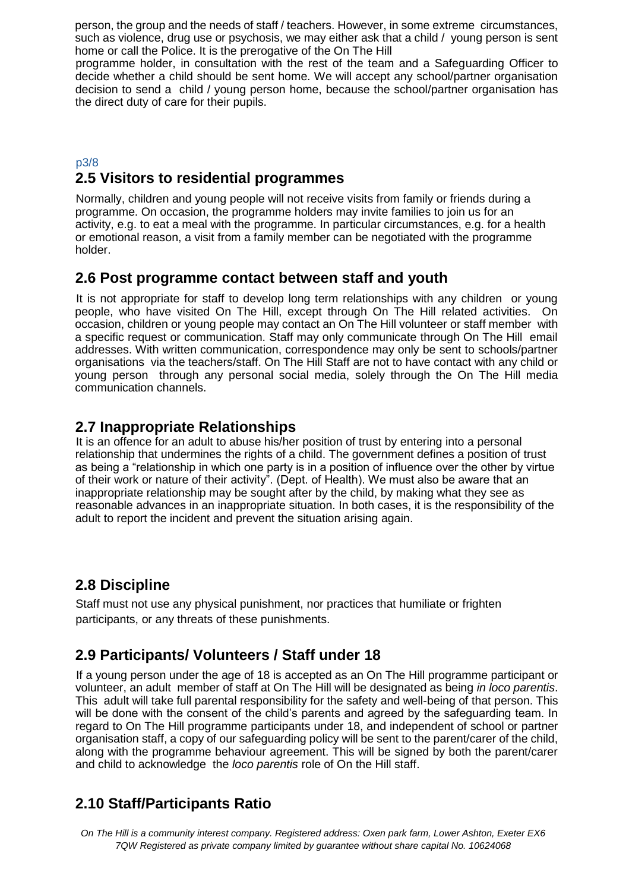person, the group and the needs of staff / teachers. However, in some extreme circumstances, such as violence, drug use or psychosis, we may either ask that a child / young person is sent home or call the Police. It is the prerogative of the On The Hill programme holder, in consultation with the rest of the team and a Safeguarding Officer to decide whether a child should be sent home. We will accept any school/partner organisation decision to send a child / young person home, because the school/partner organisation has the direct duty of care for their pupils.

## 2.5 Visitors to residential programmes

Normally, children and young people will not receive visits from family or friends during a programme. On occasion, the programme holders may invite families to join us for an activity, e.g. to eat a meal with the programme. In particular circumstances, e.g. for a health or emotional reason, a visit from a family member can be negotiated with the programme holder.

## 2.6 Post programme contact between staff and youth

It is not appropriate for staff to develop long term relationships with any children or young people, who have visited On The Hill, except through On The Hill related activities. On occasion, children or young people may contact an On The Hill volunteer or staff member with a specific request or communication. Staff may only communicate through On The Hill email addresses. With written communication, correspondence may only be sent to schools/partner organisations via the teachers/staff. On The Hill Staff are not to have contact with any child or young person through any personal social media, solely through the On The Hill media communication channels.

## 2.7 Inappropriate Relationships

It is an offence for an adult to abuse his/her position of trust by entering into a personal relationship that undermines the rights of a child. The government defines a position of trust as being a "relationship in which one party is in a position of influence over the other by virtue of their work or nature of their activity". (Dept. of Health). We must also be aware that an inappropriate relationship may be sought after by the child, by making what they see as reasonable advances in an inappropriate situation. In both cases, it is the responsibility of the adult to report the incident and prevent the situation arising again.

## 2.8 Discipline

Staff must not use any physical punishment, nor practices that humiliate or frighten participants, or any threats of these punishments.

## 2.9 Participants/ Volunteers / Staff under 18

If a young person under the age of 18 is accepted as an On The Hill programme participant or volunteer, an adult member of staff at On The Hill will be designated as being *in loco parentis*. This adult will take full parental responsibility for the safety and well-being of that person. This will be done with the consent of the child's parents and agreed by the safeguarding team. In regard to On The Hill programme participants under 18, and independent of school or partner organisation staff, a copy of our safeguarding policy will be sent to the parent/carer of the child, along with the programme behaviour agreement. This will be signed by both the parent/carer and child to acknowledge the *loco parentis* role of On the Hill staff.

## 2.10 Staff/Participants Ratio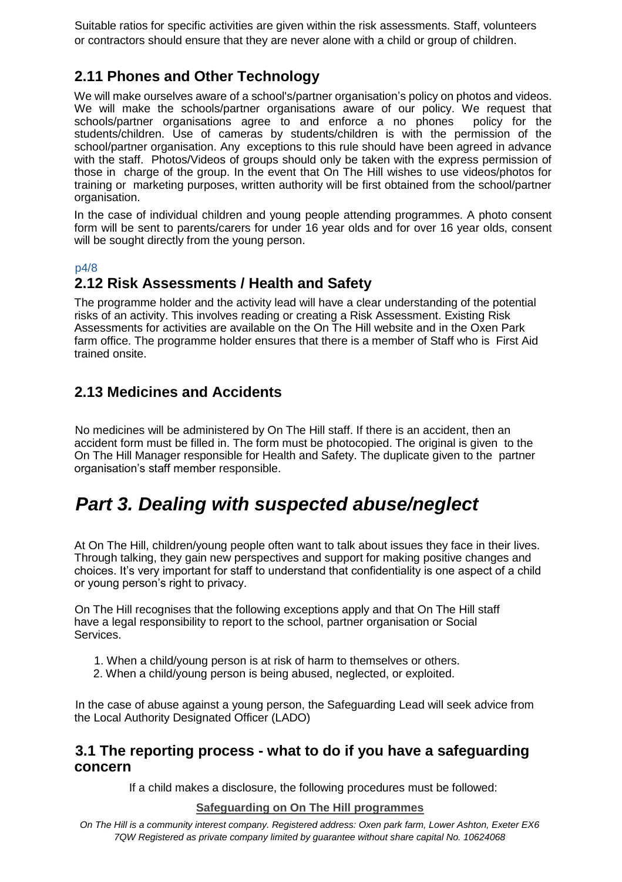Suitable ratios for specific activities are given within the risk assessments. Staff, volunteers or contractors should ensure that they are never alone with a child or group of children.

## 2.11 Phones and Other Technology

We will make ourselves aware of a school's/partner organisation's policy on photos and videos. We will make the schools/partner organisations aware of our policy. We request that schools/partner organisations agree to and enforce a no phones policy for the students/children. Use of cameras by students/children is with the permission of the school/partner organisation. Any exceptions to this rule should have been agreed in advance with the staff. Photos/Videos of groups should only be taken with the express permission of those in charge of the group. In the event that On The Hill wishes to use videos/photos for training or marketing purposes, written authority will be first obtained from the school/partner organisation.

In the case of individual children and young people attending programmes. A photo consent form will be sent to parents/carers for under 16 year olds and for over 16 year olds, consent will be sought directly from the young person.

## 2.12 Risk Assessments / Health and Safety

The programme holder and the activity lead will have a clear understanding of the potential risks of an activity. This involves reading or creating a Risk Assessment. Existing Risk Assessments for activities are available on the On The Hill website and in the Oxen Park farm office. The programme holder ensures that there is a member of Staff who is First Aid trained onsite.

## 2.13 Medicines and Accidents

No medicines will be administered by On The Hill staff. If there is an accident, then an accident form must be filled in. The form must be photocopied. The original is given to the On The Hill Manager responsible for Health and Safety. The duplicate given to the partner organisation's staff member responsible.

# *Part 3. Dealing with suspected abuse/neglect*

At On The Hill, children/young people often want to talk about issues they face in their lives. Through talking, they gain new perspectives and support for making positive changes and choices. It's very important for staff to understand that confidentiality is one aspect of a child or young person's right to privacy.

On The Hill recognises that the following exceptions apply and that On The Hill staff have a legal responsibility to report to the school, partner organisation or Social Services.

1. When a child/young person is at risk of harm to themselves or others.
2. When a child/young person is being abused, neglected, or exploited.

In the case of abuse against a young person, the Safeguarding Lead will seek advice from the Local Authority Designated Officer (LADO)

## 3.1 The reporting process - what to do if you have a safeguarding concern

If a child makes a disclosure, the following procedures must be followed: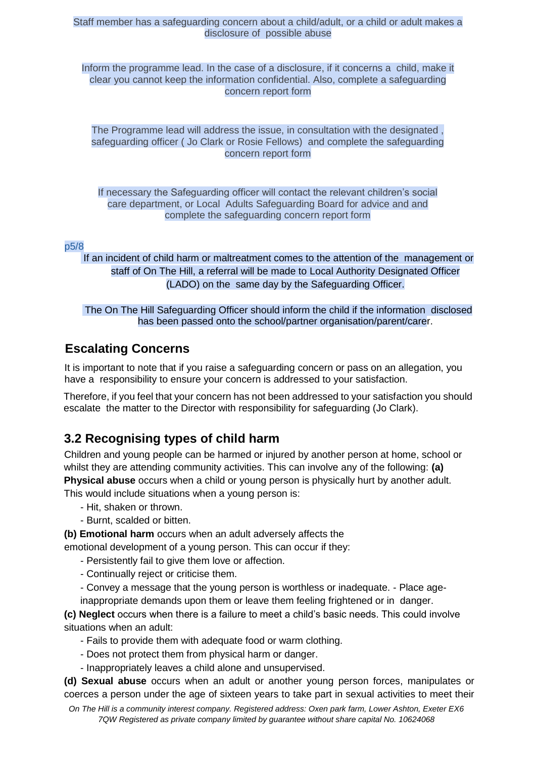Staff member has a safeguarding concern about a child/adult, or a child or adult makes a disclosure of possible abuse

Inform the programme lead. In the case of a disclosure, if it concerns a child, make it clear you cannot keep the information confidential. Also, complete a safeguarding concern report form

The Programme lead will address the issue, in consultation with the designated , safeguarding officer ( Jo Clark or Rosie Fellows) and complete the safeguarding concern report form

If necessary the Safeguarding officer will contact the relevant children's social care department, or Local Adults Safeguarding Board for advice and and complete the safeguarding concern report form

p5/8

If an incident of child harm or maltreatment comes to the attention of the management or staff of On The Hill, a referral will be made to Local Authority Designated Officer (LADO) on the same day by the Safeguarding Officer.

The On The Hill Safeguarding Officer should inform the child if the information disclosed has been passed onto the school/partner organisation/parent/carer.

## Escalating Concerns

It is important to note that if you raise a safeguarding concern or pass on an allegation, you have a responsibility to ensure your concern is addressed to your satisfaction.

Therefore, if you feel that your concern has not been addressed to your satisfaction you should escalate the matter to the Director with responsibility for safeguarding (Jo Clark).

## 3.2 Recognising types of child harm

Children and young people can be harmed or injured by another person at home, school or whilst they are attending community activities. This can involve any of the following: **(a) Physical abuse** occurs when a child or young person is physically hurt by another adult. This would include situations when a young person is:

- Hit, shaken or thrown.
- Burnt, scalded or bitten.

**(b) Emotional harm** occurs when an adult adversely affects the emotional development of a young person. This can occur if they:

- Persistently fail to give them love or affection.
- Continually reject or criticise them.
- Convey a message that the young person is worthless or inadequate. - Place age-inappropriate demands upon them or leave them feeling frightened or in danger.

**(c) Neglect** occurs when there is a failure to meet a child's basic needs. This could involve situations when an adult:

- Fails to provide them with adequate food or warm clothing.
- Does not protect them from physical harm or danger.
- Inappropriately leaves a child alone and unsupervised.

**(d) Sexual abuse** occurs when an adult or another young person forces, manipulates or coerces a person under the age of sixteen years to take part in sexual activities to meet their

*On The Hill is a community interest company. Registered address: Oxen park farm, Lower Ashton, Exeter EX6 7QW Registered as private company limited by guarantee without share capital No. 10624068*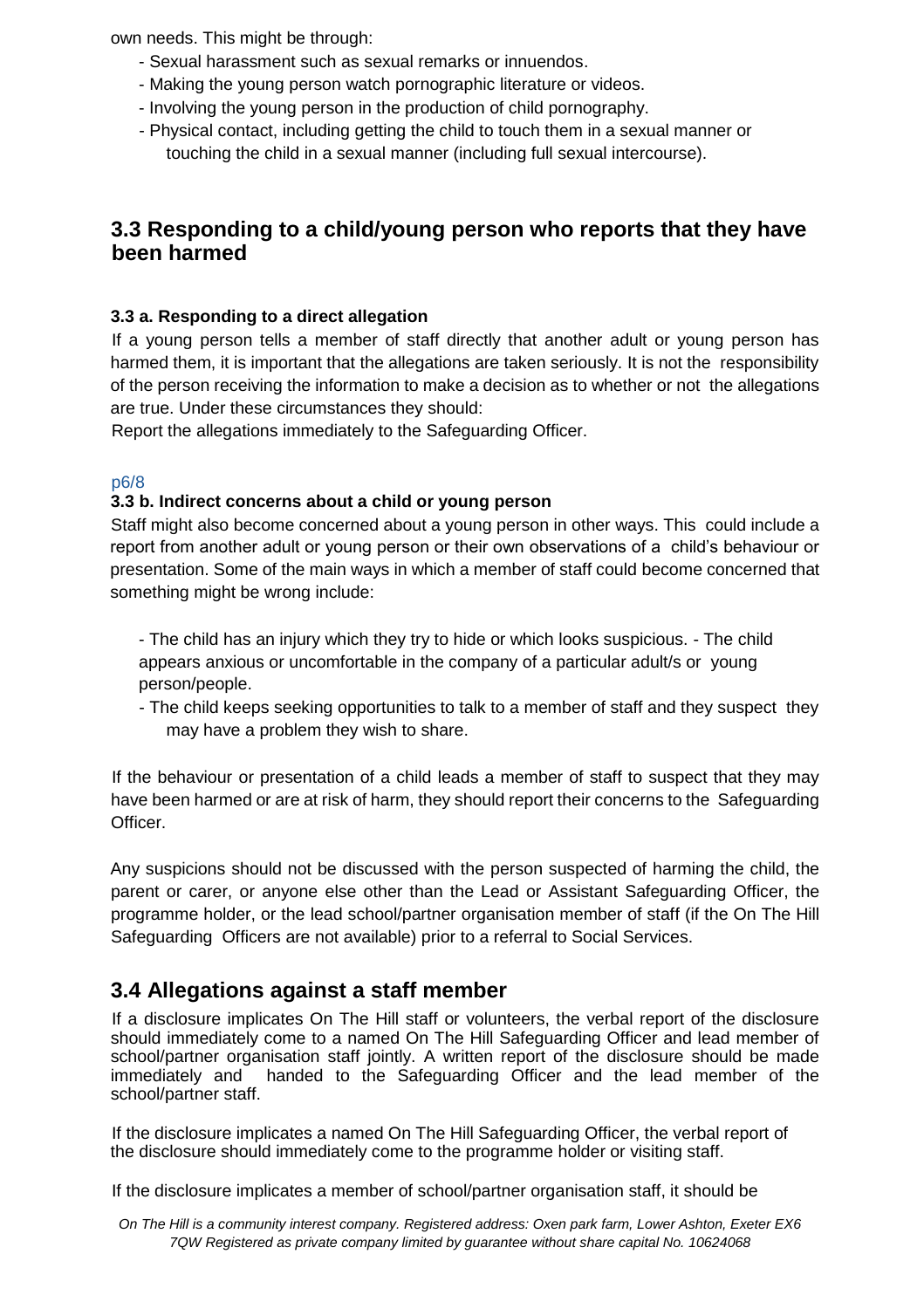own needs. This might be through:

- Sexual harassment such as sexual remarks or innuendos.
- Making the young person watch pornographic literature or videos.
- Involving the young person in the production of child pornography.
- Physical contact, including getting the child to touch them in a sexual manner or touching the child in a sexual manner (including full sexual intercourse).

## 3.3 Responding to a child/young person who reports that they have been harmed

### 3.3 a. Responding to a direct allegation

If a young person tells a member of staff directly that another adult or young person has harmed them, it is important that the allegations are taken seriously. It is not the responsibility of the person receiving the information to make a decision as to whether or not the allegations are true. Under these circumstances they should:

Report the allegations immediately to the Safeguarding Officer.

p6/8

### 3.3 b. Indirect concerns about a child or young person

Staff might also become concerned about a young person in other ways. This could include a report from another adult or young person or their own observations of a child's behaviour or presentation. Some of the main ways in which a member of staff could become concerned that something might be wrong include:

- The child has an injury which they try to hide or which looks suspicious.
- The child appears anxious or uncomfortable in the company of a particular adult/s or young person/people.
- The child keeps seeking opportunities to talk to a member of staff and they suspect they may have a problem they wish to share.

If the behaviour or presentation of a child leads a member of staff to suspect that they may have been harmed or are at risk of harm, they should report their concerns to the Safeguarding Officer.

Any suspicions should not be discussed with the person suspected of harming the child, the parent or carer, or anyone else other than the Lead or Assistant Safeguarding Officer, the programme holder, or the lead school/partner organisation member of staff (if the On The Hill Safeguarding Officers are not available) prior to a referral to Social Services.

## 3.4 Allegations against a staff member

If a disclosure implicates On The Hill staff or volunteers, the verbal report of the disclosure should immediately come to a named On The Hill Safeguarding Officer and lead member of school/partner organisation staff jointly. A written report of the disclosure should be made immediately and handed to the Safeguarding Officer and the lead member of the school/partner staff.

If the disclosure implicates a named On The Hill Safeguarding Officer, the verbal report of the disclosure should immediately come to the programme holder or visiting staff.

If the disclosure implicates a member of school/partner organisation staff, it should be

*On The Hill is a community interest company. Registered address: Oxen park farm, Lower Ashton, Exeter EX6 7QW Registered as private company limited by guarantee without share capital No. 10624068*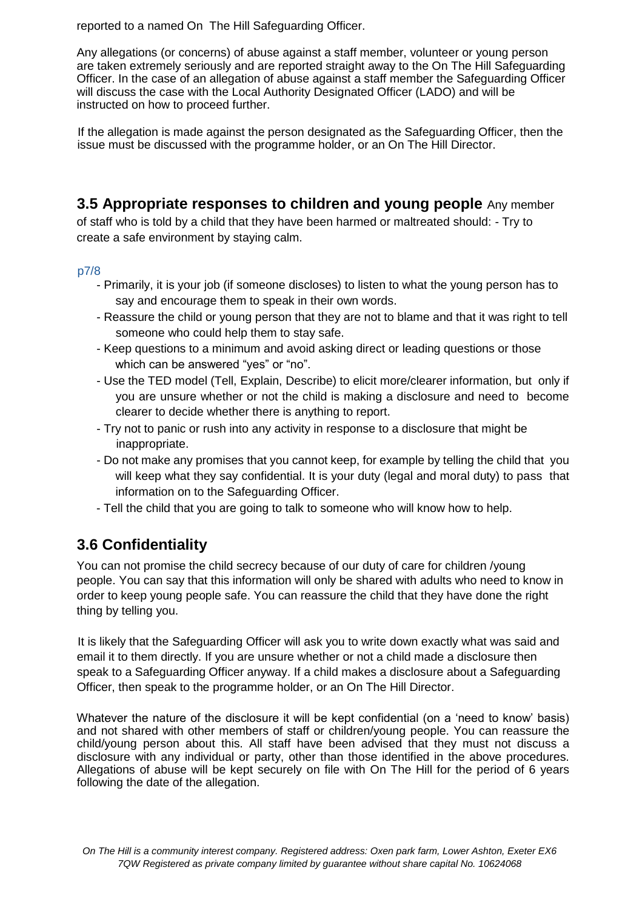reported to a named On The Hill Safeguarding Officer.

Any allegations (or concerns) of abuse against a staff member, volunteer or young person are taken extremely seriously and are reported straight away to the On The Hill Safeguarding Officer. In the case of an allegation of abuse against a staff member the Safeguarding Officer will discuss the case with the Local Authority Designated Officer (LADO) and will be instructed on how to proceed further.

If the allegation is made against the person designated as the Safeguarding Officer, then the issue must be discussed with the programme holder, or an On The Hill Director.

## 3.5 Appropriate responses to children and young people

Any member of staff who is told by a child that they have been harmed or maltreated should: - Try to create a safe environment by staying calm.

p7/8

- Primarily, it is your job (if someone discloses) to listen to what the young person has to say and encourage them to speak in their own words.
- Reassure the child or young person that they are not to blame and that it was right to tell someone who could help them to stay safe.
- Keep questions to a minimum and avoid asking direct or leading questions or those which can be answered "yes" or "no".
- Use the TED model (Tell, Explain, Describe) to elicit more/clearer information, but only if you are unsure whether or not the child is making a disclosure and need to become clearer to decide whether there is anything to report.
- Try not to panic or rush into any activity in response to a disclosure that might be inappropriate.
- Do not make any promises that you cannot keep, for example by telling the child that you will keep what they say confidential. It is your duty (legal and moral duty) to pass that information on to the Safeguarding Officer.
- Tell the child that you are going to talk to someone who will know how to help.

## 3.6 Confidentiality

You can not promise the child secrecy because of our duty of care for children /young people. You can say that this information will only be shared with adults who need to know in order to keep young people safe. You can reassure the child that they have done the right thing by telling you.

It is likely that the Safeguarding Officer will ask you to write down exactly what was said and email it to them directly. If you are unsure whether or not a child made a disclosure then speak to a Safeguarding Officer anyway. If a child makes a disclosure about a Safeguarding Officer, then speak to the programme holder, or an On The Hill Director.

Whatever the nature of the disclosure it will be kept confidential (on a 'need to know' basis) and not shared with other members of staff or children/young people. You can reassure the child/young person about this. All staff have been advised that they must not discuss a disclosure with any individual or party, other than those identified in the above procedures. Allegations of abuse will be kept securely on file with On The Hill for the period of 6 years following the date of the allegation.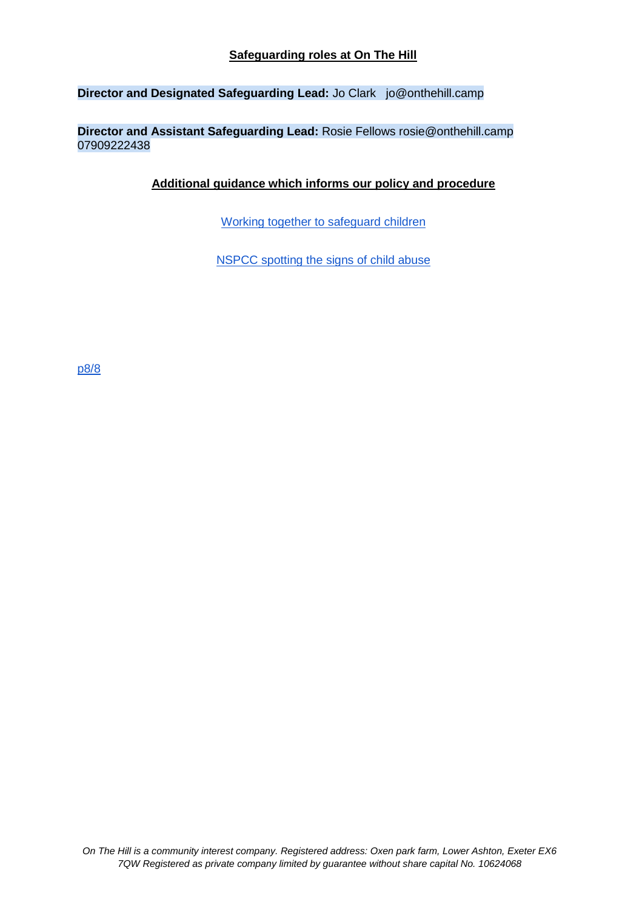**Safeguarding roles at On The Hill**

**Director and Designated Safeguarding Lead:** Jo Clark jo@onthehill.camp

**Director and Assistant Safeguarding Lead:** Rosie Fellows rosie@onthehill.camp 07909222438

**Additional guidance which informs our policy and procedure**

Working together to safeguard children

NSPCC spotting the signs of child abuse

p8/8

*On The Hill is a community interest company. Registered address: Oxen park farm, Lower Ashton, Exeter EX6 7QW Registered as private company limited by guarantee without share capital No. 10624068*